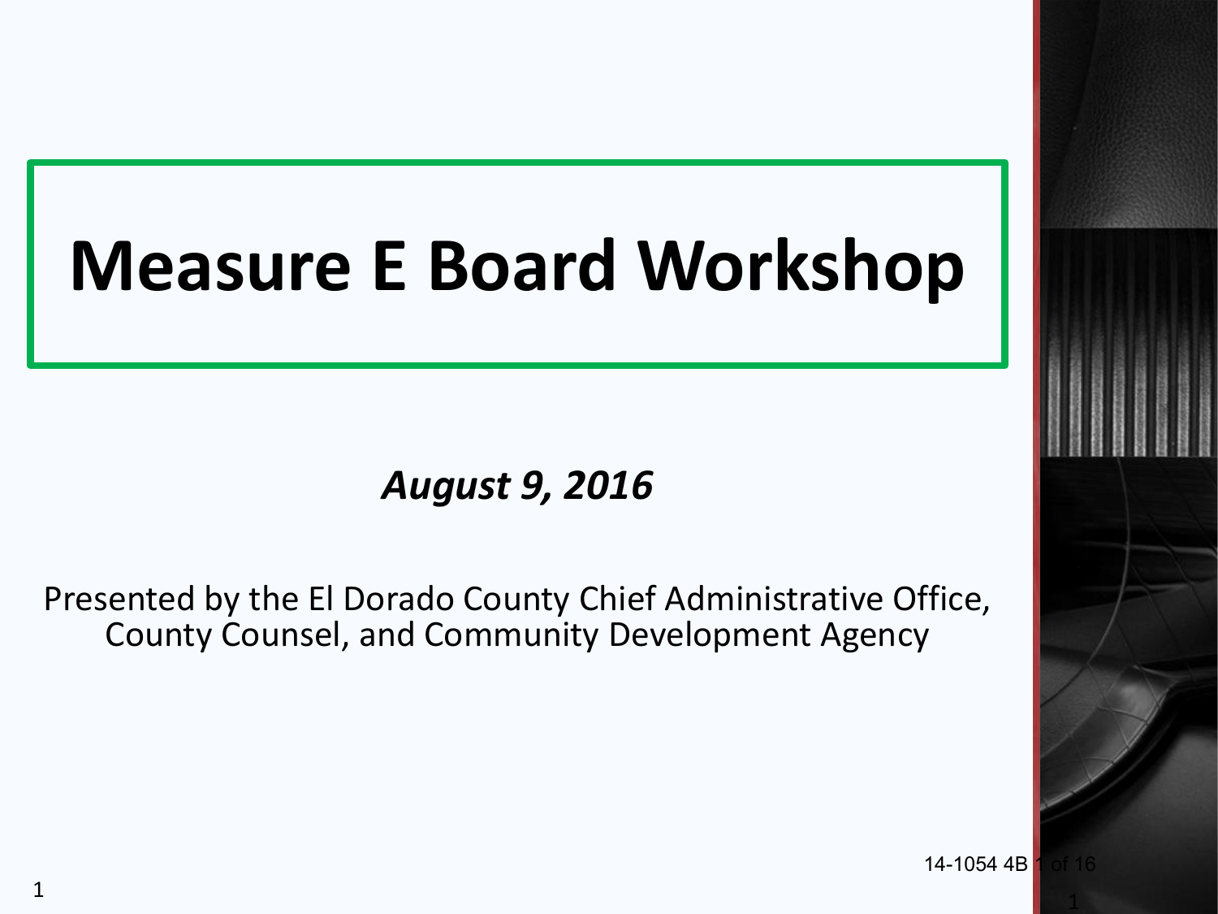# Measure E Board Workshop

***August 9, 2016***

Presented by the El Dorado County Chief Administrative Office, County Counsel, and Community Development Agency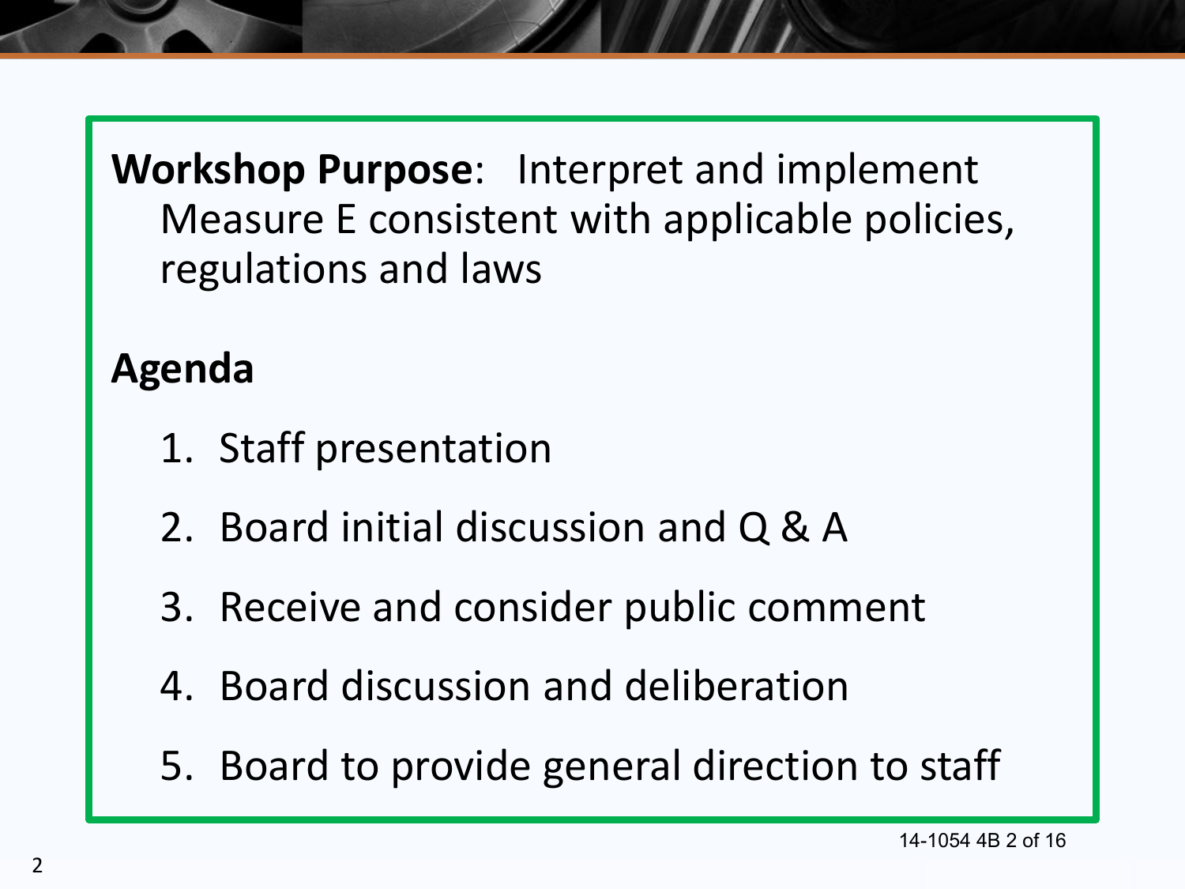**Workshop Purpose**: Interpret and implement Measure E consistent with applicable policies, regulations and laws

**Agenda**

1. Staff presentation
2. Board initial discussion and Q & A
3. Receive and consider public comment
4. Board discussion and deliberation
5. Board to provide general direction to staff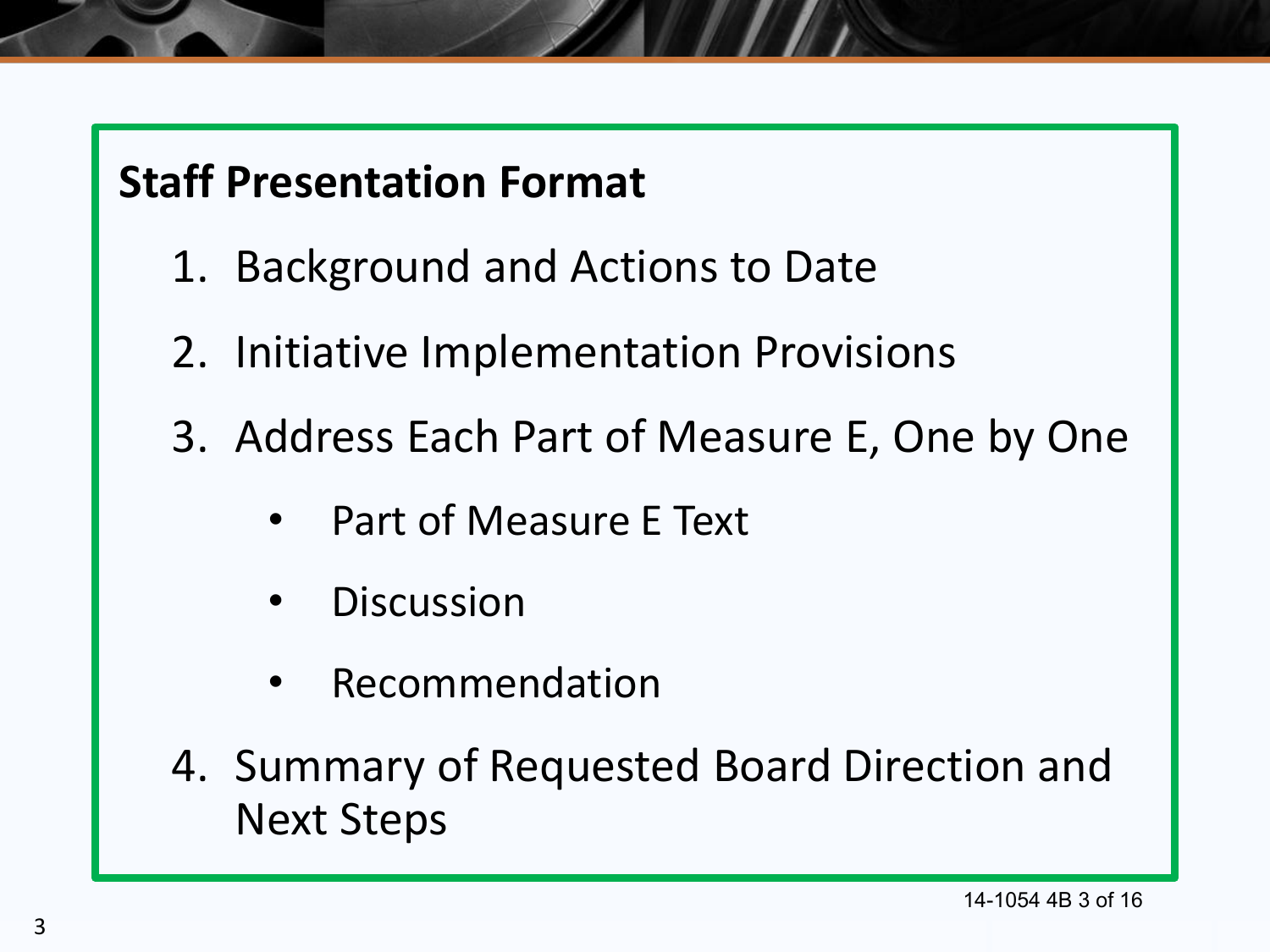## Staff Presentation Format

1. Background and Actions to Date
2. Initiative Implementation Provisions
3. Address Each Part of Measure E, One by One
   - Part of Measure E Text
   - Discussion
   - Recommendation
4. Summary of Requested Board Direction and Next Steps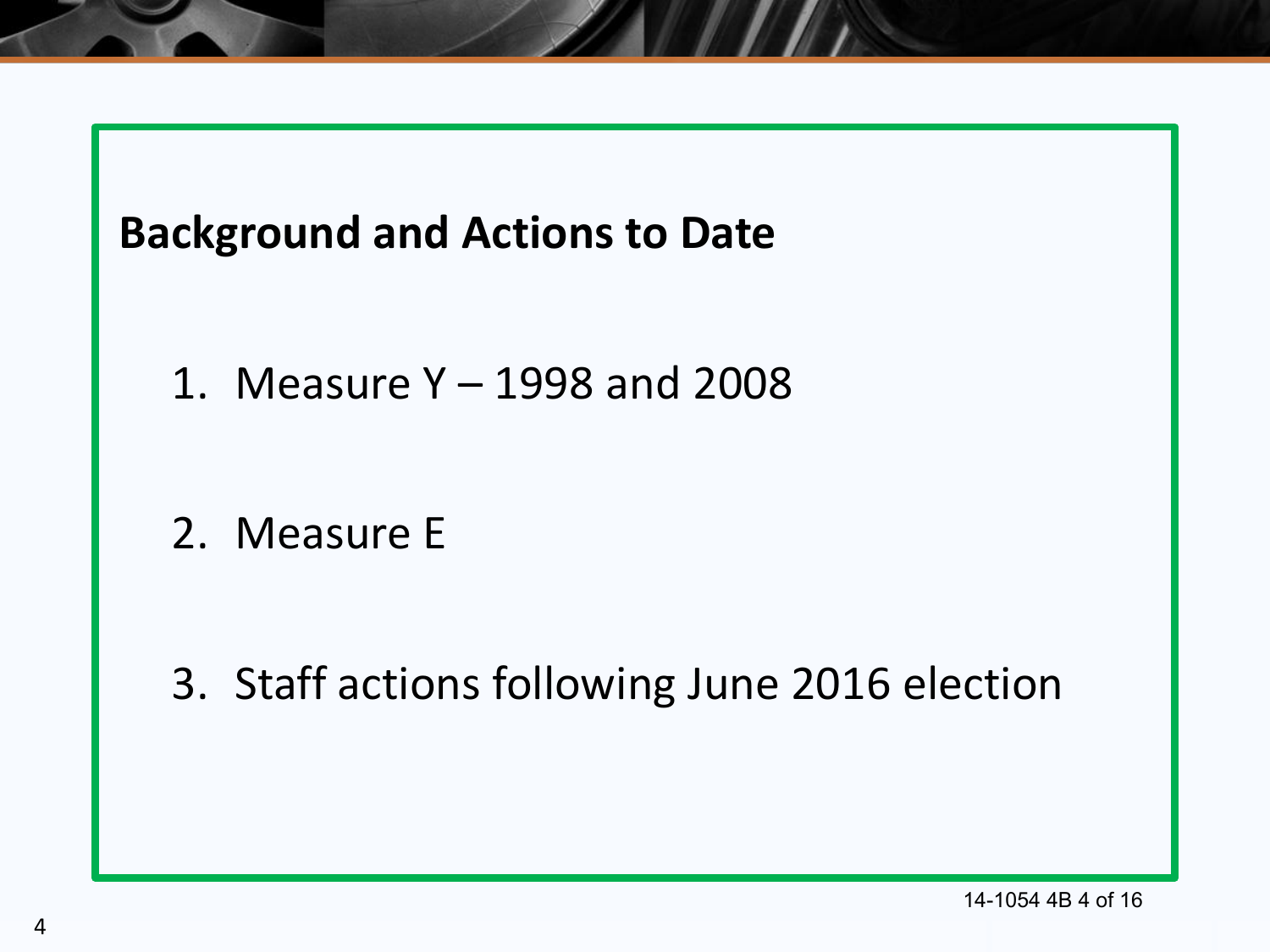## Background and Actions to Date

1. Measure Y – 1998 and 2008

2. Measure E

3. Staff actions following June 2016 election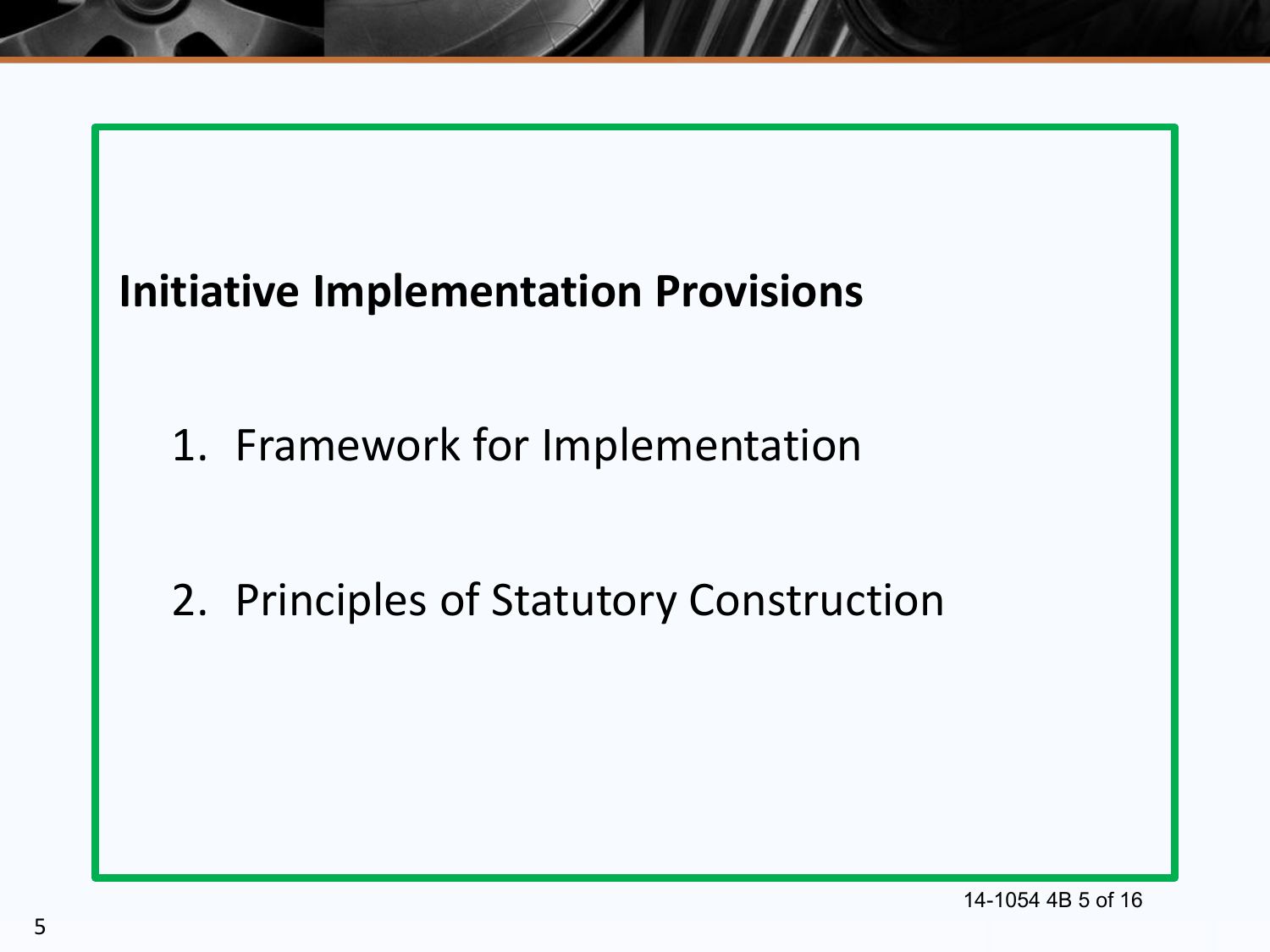## Initiative Implementation Provisions

1. Framework for Implementation

2. Principles of Statutory Construction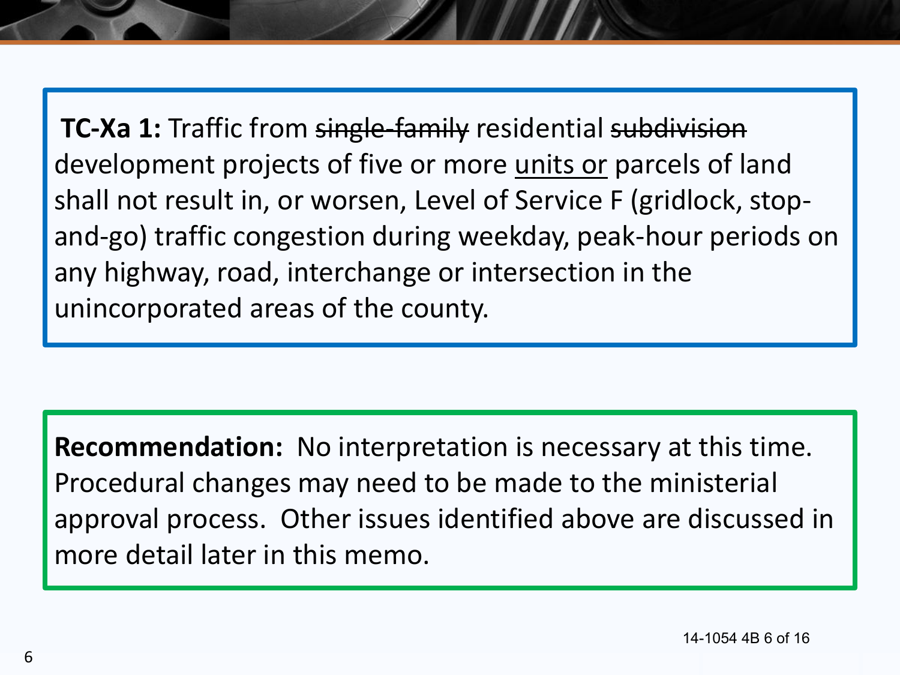**TC-Xa 1:** Traffic from ~~single-family~~ residential ~~subdivision~~ development projects of five or more <u>units or</u> parcels of land shall not result in, or worsen, Level of Service F (gridlock, stop-and-go) traffic congestion during weekday, peak-hour periods on any highway, road, interchange or intersection in the unincorporated areas of the county.

**Recommendation:** No interpretation is necessary at this time. Procedural changes may need to be made to the ministerial approval process. Other issues identified above are discussed in more detail later in this memo.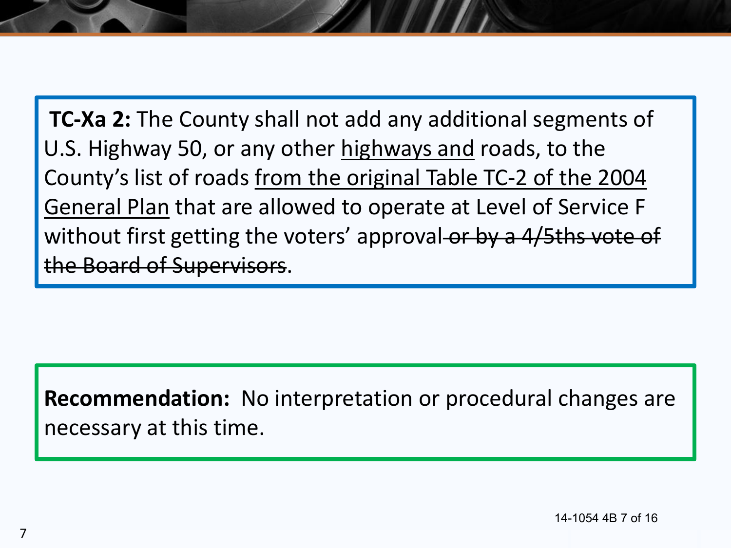**TC-Xa 2:** The County shall not add any additional segments of U.S. Highway 50, or any other <u>highways and</u> roads, to the County's list of roads <u>from the original Table TC-2 of the 2004 General Plan</u> that are allowed to operate at Level of Service F without first getting the voters' approval ~~or by a 4/5ths vote of the Board of Supervisors~~.

**Recommendation:** No interpretation or procedural changes are necessary at this time.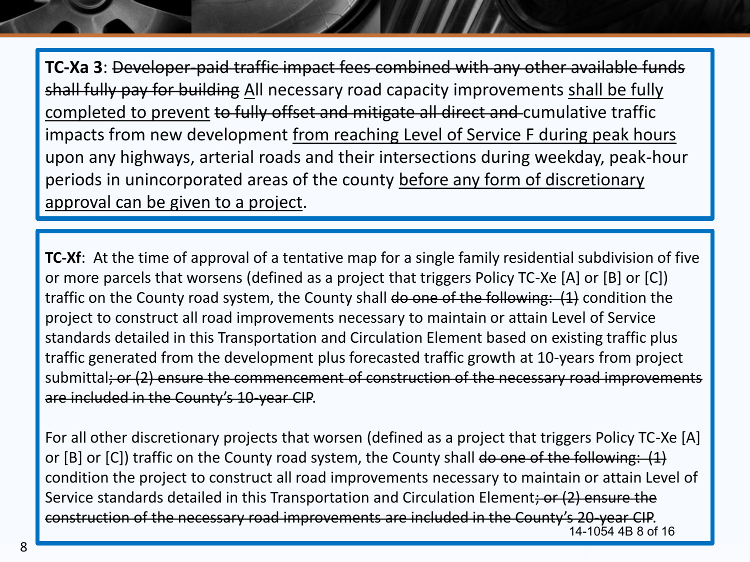**TC-Xa 3**: ~~Developer-paid traffic impact fees combined with any other available funds shall fully pay for building~~ <u>A</u>ll necessary road capacity improvements <u>shall be fully completed to prevent</u> ~~to fully offset and mitigate all direct and~~ cumulative traffic impacts from new development <u>from reaching Level of Service F during peak hours</u> upon any highways, arterial roads and their intersections during weekday, peak-hour periods in unincorporated areas of the county <u>before any form of discretionary approval can be given to a project</u>.

**TC-Xf**: At the time of approval of a tentative map for a single family residential subdivision of five or more parcels that worsens (defined as a project that triggers Policy TC-Xe [A] or [B] or [C]) traffic on the County road system, the County shall ~~do one of the following: (1)~~ condition the project to construct all road improvements necessary to maintain or attain Level of Service standards detailed in this Transportation and Circulation Element based on existing traffic plus traffic generated from the development plus forecasted traffic growth at 10-years from project submittal~~; or (2) ensure the commencement of construction of the necessary road improvements are included in the County's 10-year CIP~~.

For all other discretionary projects that worsen (defined as a project that triggers Policy TC-Xe [A] or [B] or [C]) traffic on the County road system, the County shall ~~do one of the following: (1)~~ condition the project to construct all road improvements necessary to maintain or attain Level of Service standards detailed in this Transportation and Circulation Element~~; or (2) ensure the construction of the necessary road improvements are included in the County's 20-year CIP~~.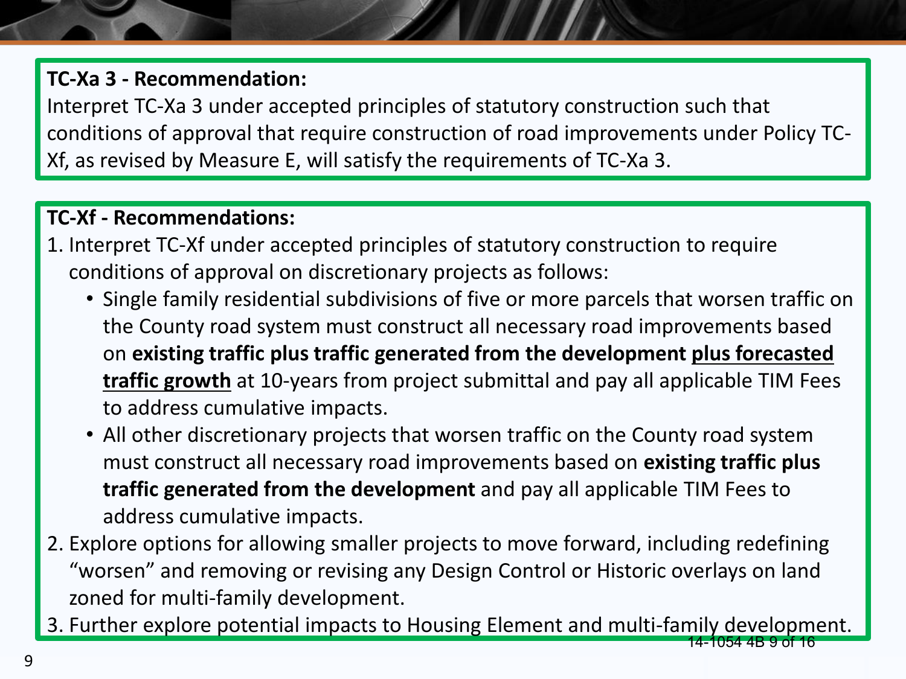**TC-Xa 3 - Recommendation:**

Interpret TC-Xa 3 under accepted principles of statutory construction such that conditions of approval that require construction of road improvements under Policy TC-Xf, as revised by Measure E, will satisfy the requirements of TC-Xa 3.

**TC-Xf - Recommendations:**

1. Interpret TC-Xf under accepted principles of statutory construction to require conditions of approval on discretionary projects as follows:
   - Single family residential subdivisions of five or more parcels that worsen traffic on the County road system must construct all necessary road improvements based on **existing traffic plus traffic generated from the development <u>plus forecasted traffic growth</u>** at 10-years from project submittal and pay all applicable TIM Fees to address cumulative impacts.
   - All other discretionary projects that worsen traffic on the County road system must construct all necessary road improvements based on **existing traffic plus traffic generated from the development** and pay all applicable TIM Fees to address cumulative impacts.
2. Explore options for allowing smaller projects to move forward, including redefining "worsen" and removing or revising any Design Control or Historic overlays on land zoned for multi-family development.
3. Further explore potential impacts to Housing Element and multi-family development.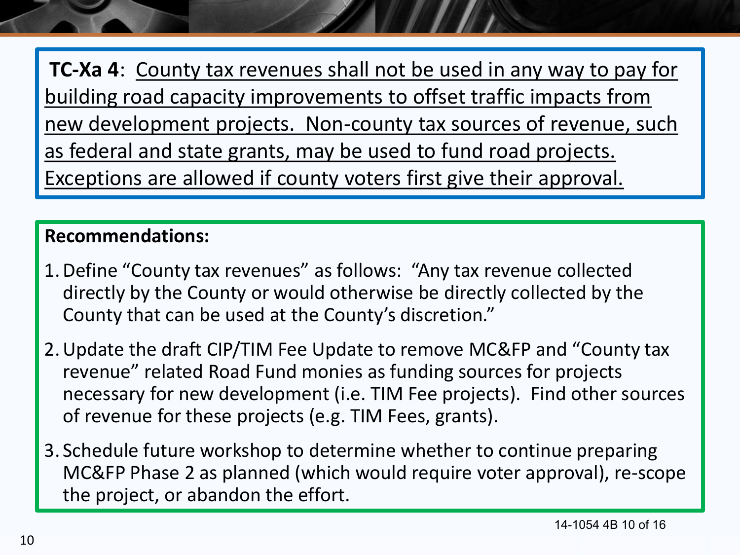**TC-Xa 4**: <u>County tax revenues shall not be used in any way to pay for building road capacity improvements to offset traffic impacts from new development projects. Non-county tax sources of revenue, such as federal and state grants, may be used to fund road projects. Exceptions are allowed if county voters first give their approval.</u>

**Recommendations:**

1. Define "County tax revenues" as follows: "Any tax revenue collected directly by the County or would otherwise be directly collected by the County that can be used at the County's discretion."
2. Update the draft CIP/TIM Fee Update to remove MC&FP and "County tax revenue" related Road Fund monies as funding sources for projects necessary for new development (i.e. TIM Fee projects). Find other sources of revenue for these projects (e.g. TIM Fees, grants).
3. Schedule future workshop to determine whether to continue preparing MC&FP Phase 2 as planned (which would require voter approval), re-scope the project, or abandon the effort.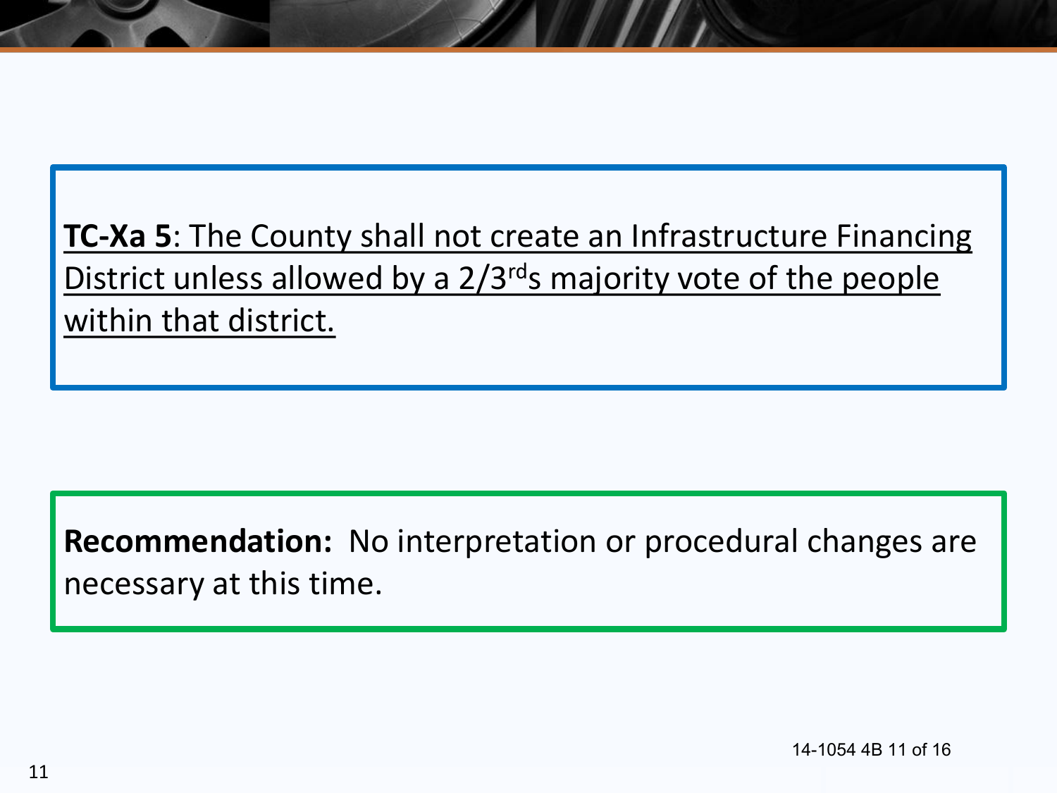**TC-Xa 5**: The County shall not create an Infrastructure Financing District unless allowed by a 2/3rds majority vote of the people within that district.

**Recommendation:** No interpretation or procedural changes are necessary at this time.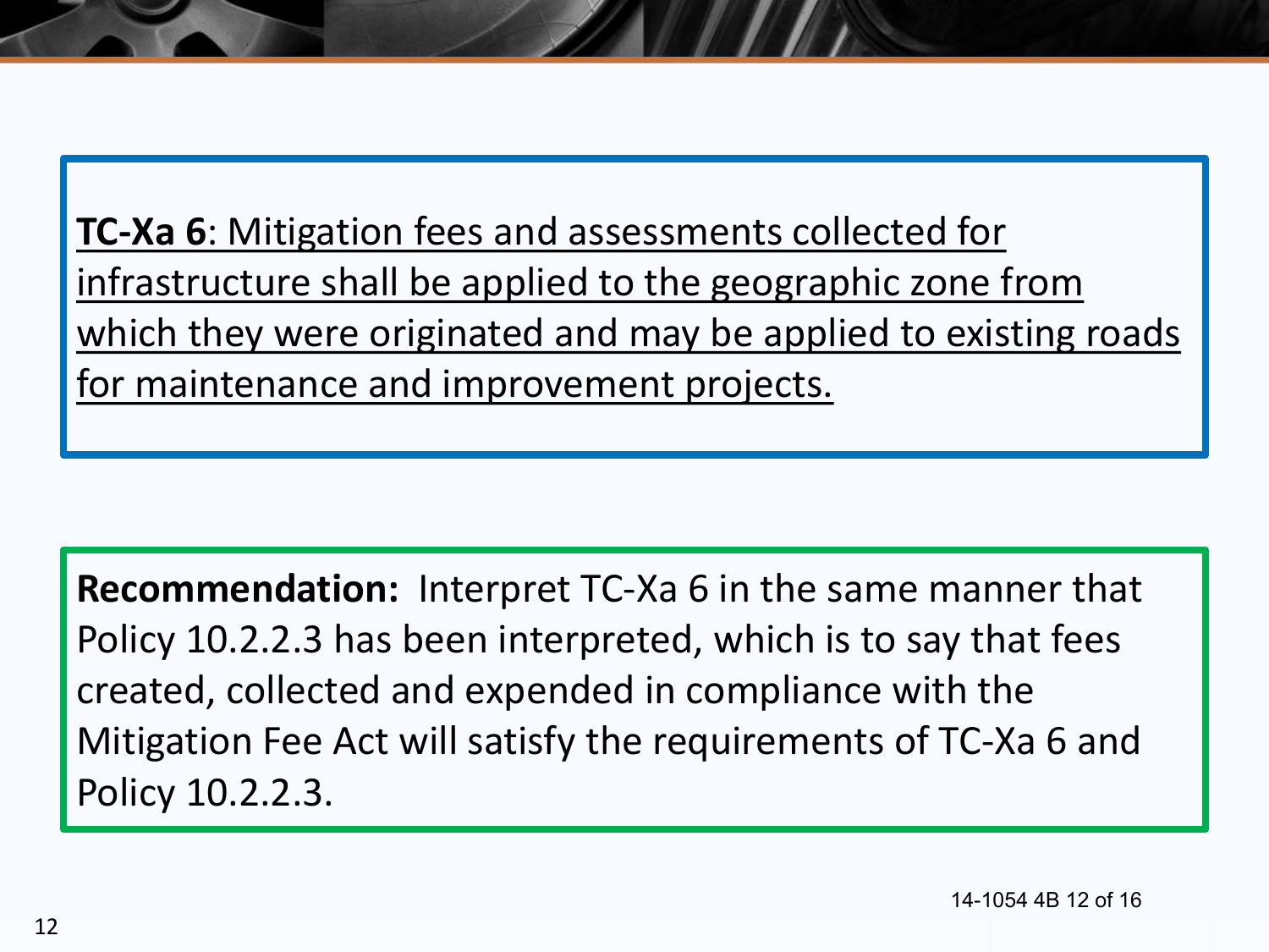**TC-Xa 6**: Mitigation fees and assessments collected for infrastructure shall be applied to the geographic zone from which they were originated and may be applied to existing roads for maintenance and improvement projects.

**Recommendation:** Interpret TC-Xa 6 in the same manner that Policy 10.2.2.3 has been interpreted, which is to say that fees created, collected and expended in compliance with the Mitigation Fee Act will satisfy the requirements of TC-Xa 6 and Policy 10.2.2.3.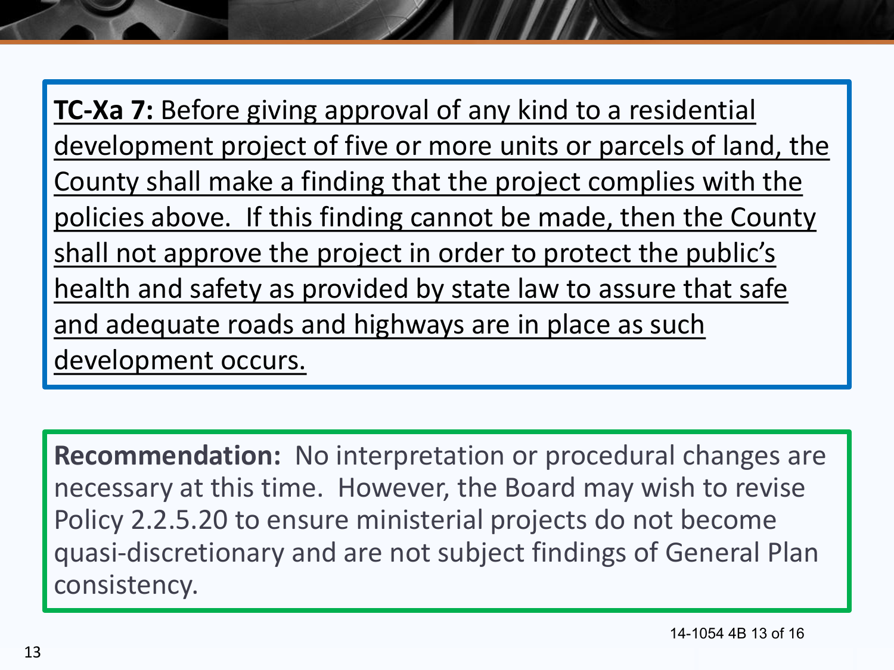**TC-Xa 7:** Before giving approval of any kind to a residential development project of five or more units or parcels of land, the County shall make a finding that the project complies with the policies above. If this finding cannot be made, then the County shall not approve the project in order to protect the public's health and safety as provided by state law to assure that safe and adequate roads and highways are in place as such development occurs.

**Recommendation:** No interpretation or procedural changes are necessary at this time. However, the Board may wish to revise Policy 2.2.5.20 to ensure ministerial projects do not become quasi-discretionary and are not subject findings of General Plan consistency.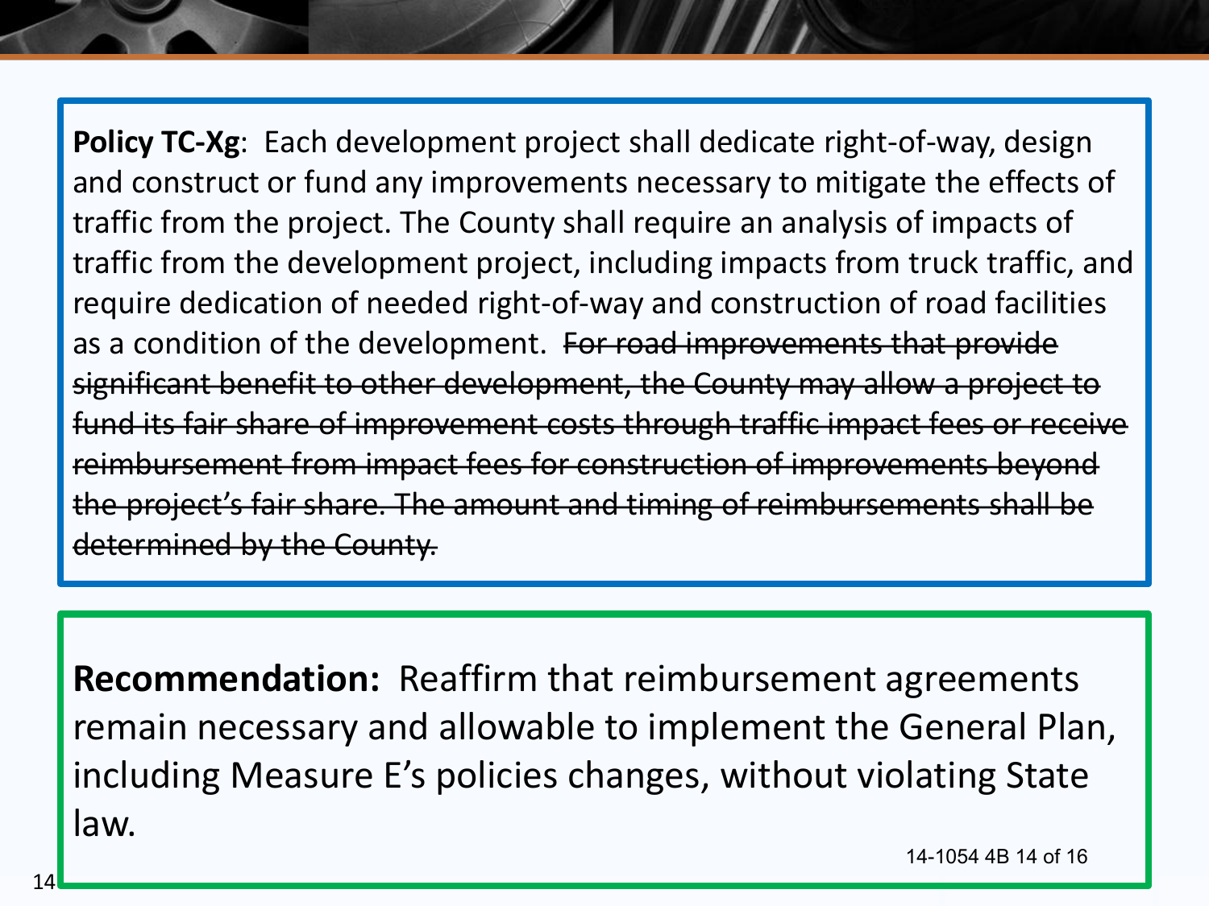**Policy TC-Xg**: Each development project shall dedicate right-of-way, design and construct or fund any improvements necessary to mitigate the effects of traffic from the project. The County shall require an analysis of impacts of traffic from the development project, including impacts from truck traffic, and require dedication of needed right-of-way and construction of road facilities as a condition of the development. ~~For road improvements that provide significant benefit to other development, the County may allow a project to fund its fair share of improvement costs through traffic impact fees or receive reimbursement from impact fees for construction of improvements beyond the project's fair share. The amount and timing of reimbursements shall be determined by the County.~~

**Recommendation:** Reaffirm that reimbursement agreements remain necessary and allowable to implement the General Plan, including Measure E's policies changes, without violating State law.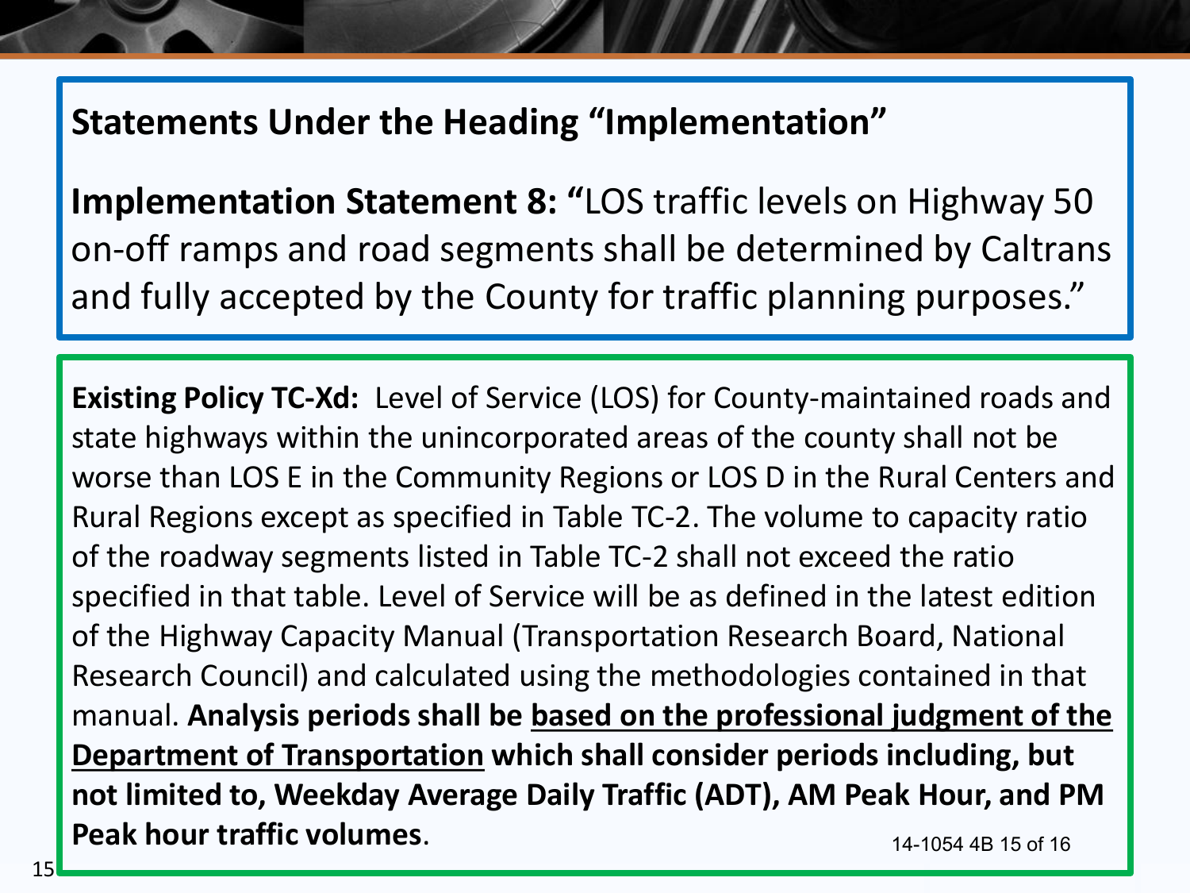## Statements Under the Heading "Implementation"

**Implementation Statement 8: "**LOS traffic levels on Highway 50 on-off ramps and road segments shall be determined by Caltrans and fully accepted by the County for traffic planning purposes."

**Existing Policy TC-Xd:** Level of Service (LOS) for County-maintained roads and state highways within the unincorporated areas of the county shall not be worse than LOS E in the Community Regions or LOS D in the Rural Centers and Rural Regions except as specified in Table TC-2. The volume to capacity ratio of the roadway segments listed in Table TC-2 shall not exceed the ratio specified in that table. Level of Service will be as defined in the latest edition of the Highway Capacity Manual (Transportation Research Board, National Research Council) and calculated using the methodologies contained in that manual. **Analysis periods shall be <u>based on the professional judgment of the Department of Transportation</u> which shall consider periods including, but not limited to, Weekday Average Daily Traffic (ADT), AM Peak Hour, and PM Peak hour traffic volumes**.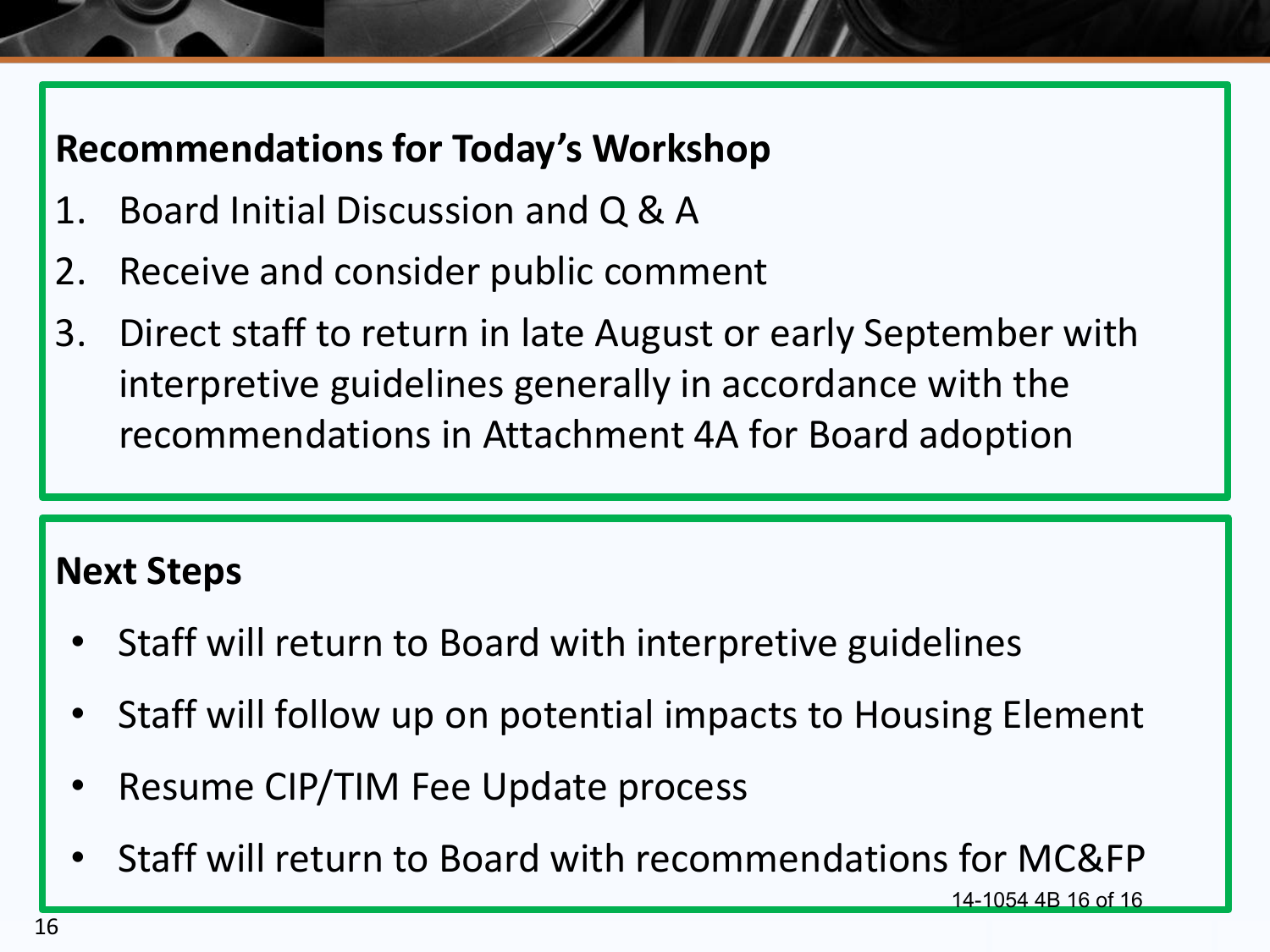## Recommendations for Today's Workshop

1. Board Initial Discussion and Q & A
2. Receive and consider public comment
3. Direct staff to return in late August or early September with interpretive guidelines generally in accordance with the recommendations in Attachment 4A for Board adoption

## Next Steps

- Staff will return to Board with interpretive guidelines
- Staff will follow up on potential impacts to Housing Element
- Resume CIP/TIM Fee Update process
- Staff will return to Board with recommendations for MC&FP